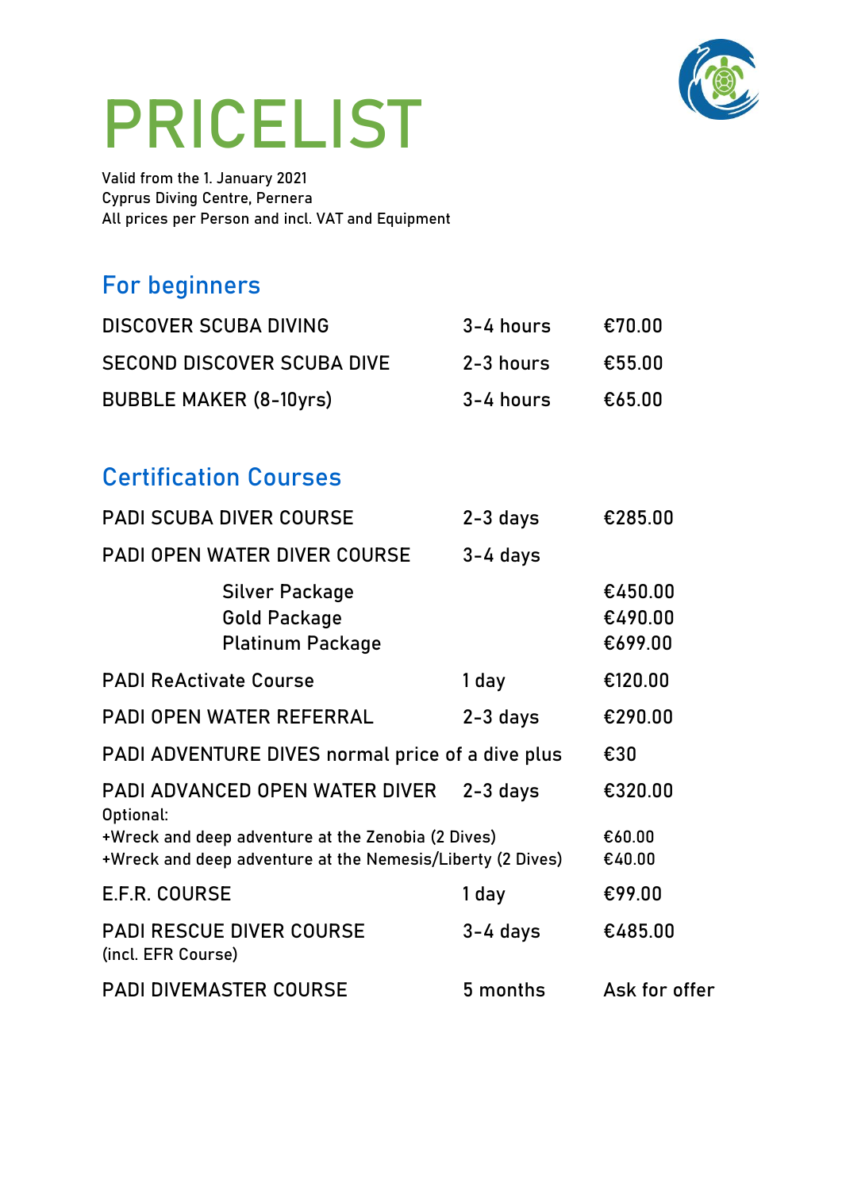# PRICELIST

Valid from the 1. January 2021
Cyprus Diving Centre, Pernera
All prices per Person and incl. VAT and Equipment

## For beginners

| | | |
|---|---|---|
| DISCOVER SCUBA DIVING | 3-4 hours | €70.00 |
| SECOND DISCOVER SCUBA DIVE | 2-3 hours | €55.00 |
| BUBBLE MAKER (8-10yrs) | 3-4 hours | €65.00 |

## Certification Courses

| | | |
|---|---|---|
| PADI SCUBA DIVER COURSE | 2-3 days | €285.00 |
| PADI OPEN WATER DIVER COURSE | 3-4 days | |
| Silver Package | | €450.00 |
| Gold Package | | €490.00 |
| Platinum Package | | €699.00 |
| PADI ReActivate Course | 1 day | €120.00 |
| PADI OPEN WATER REFERRAL | 2-3 days | €290.00 |
| PADI ADVENTURE DIVES normal price of a dive plus | | €30 |
| PADI ADVANCED OPEN WATER DIVER | 2-3 days | €320.00 |
| Optional: | | |
| +Wreck and deep adventure at the Zenobia (2 Dives) | | €60.00 |
| +Wreck and deep adventure at the Nemesis/Liberty (2 Dives) | | €40.00 |
| E.F.R. COURSE | 1 day | €99.00 |
| PADI RESCUE DIVER COURSE (incl. EFR Course) | 3-4 days | €485.00 |
| PADI DIVEMASTER COURSE | 5 months | Ask for offer |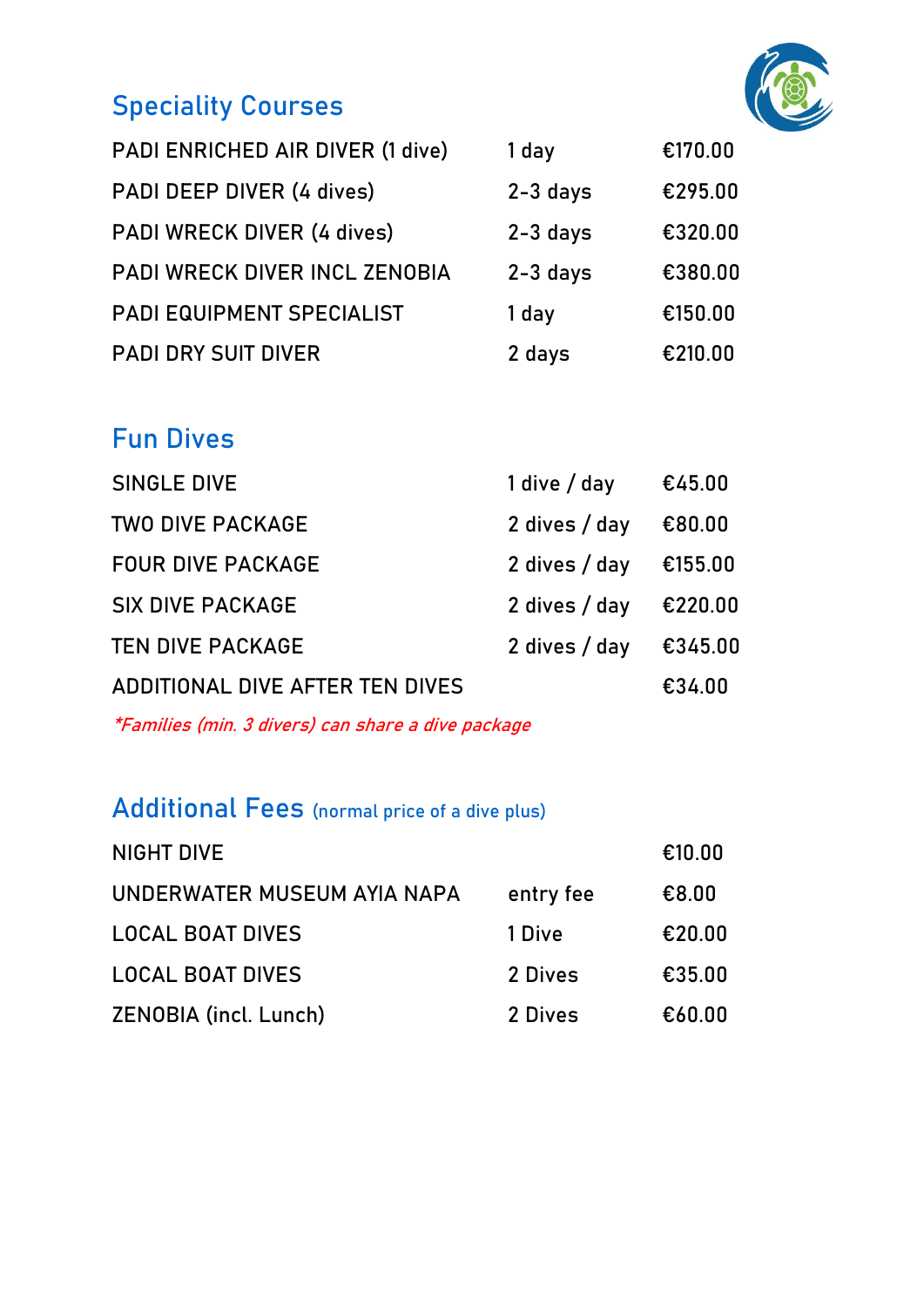## Speciality Courses

| | | |
|---|---|---|
| PADI ENRICHED AIR DIVER (1 dive) | 1 day | €170.00 |
| PADI DEEP DIVER (4 dives) | 2-3 days | €295.00 |
| PADI WRECK DIVER (4 dives) | 2-3 days | €320.00 |
| PADI WRECK DIVER INCL ZENOBIA | 2-3 days | €380.00 |
| PADI EQUIPMENT SPECIALIST | 1 day | €150.00 |
| PADI DRY SUIT DIVER | 2 days | €210.00 |

## Fun Dives

| | | |
|---|---|---|
| SINGLE DIVE | 1 dive / day | €45.00 |
| TWO DIVE PACKAGE | 2 dives / day | €80.00 |
| FOUR DIVE PACKAGE | 2 dives / day | €155.00 |
| SIX DIVE PACKAGE | 2 dives / day | €220.00 |
| TEN DIVE PACKAGE | 2 dives / day | €345.00 |
| ADDITIONAL DIVE AFTER TEN DIVES | | €34.00 |

*\*Families (min. 3 divers) can share a dive package*

## Additional Fees (normal price of a dive plus)

| | | |
|---|---|---|
| NIGHT DIVE | | €10.00 |
| UNDERWATER MUSEUM AYIA NAPA | entry fee | €8.00 |
| LOCAL BOAT DIVES | 1 Dive | €20.00 |
| LOCAL BOAT DIVES | 2 Dives | €35.00 |
| ZENOBIA (incl. Lunch) | 2 Dives | €60.00 |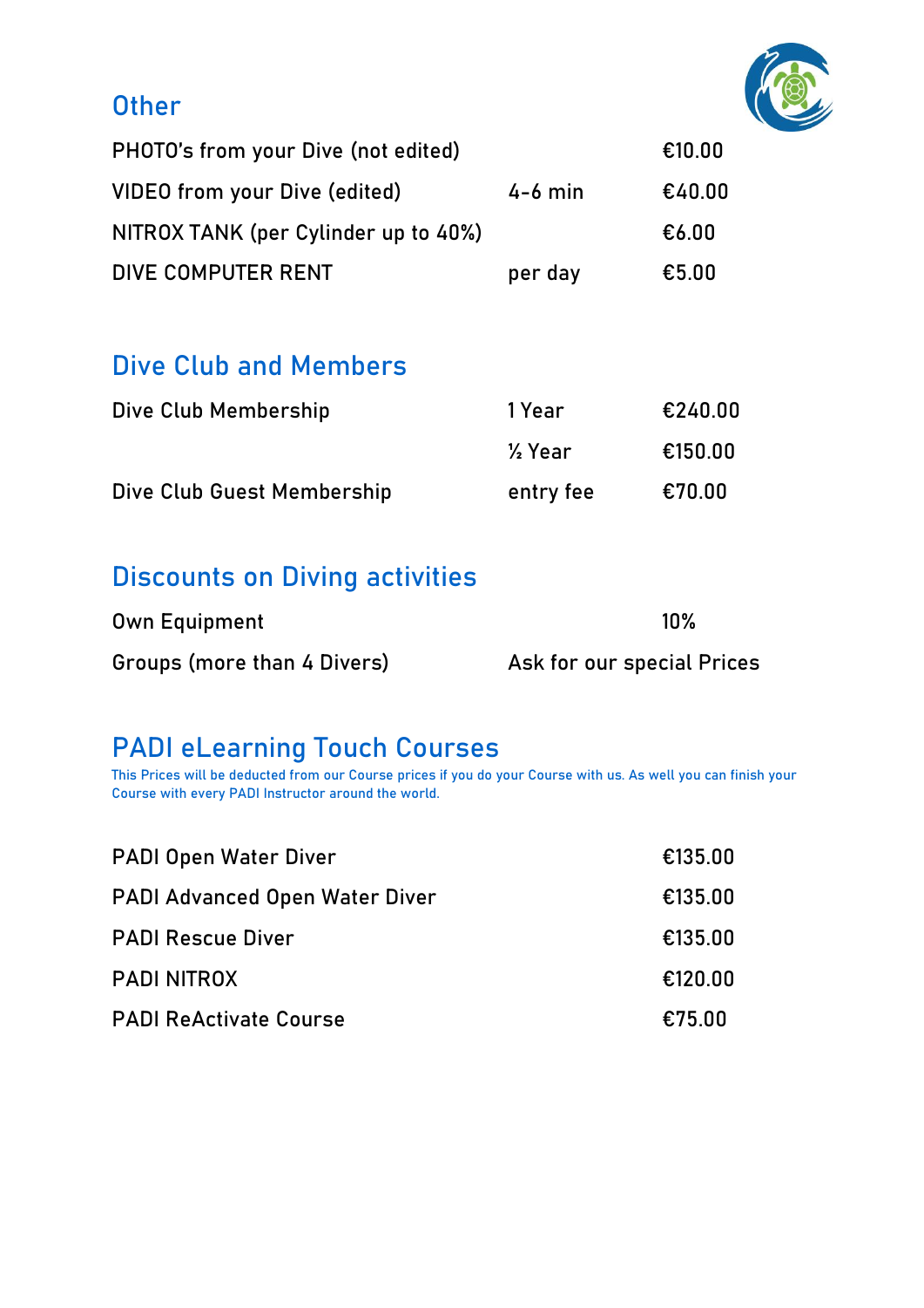## Other

| | | |
|---|---|---|
| PHOTO's from your Dive (not edited) | | €10.00 |
| VIDEO from your Dive (edited) | 4-6 min | €40.00 |
| NITROX TANK (per Cylinder up to 40%) | | €6.00 |
| DIVE COMPUTER RENT | per day | €5.00 |

## Dive Club and Members

| | | |
|---|---|---|
| Dive Club Membership | 1 Year | €240.00 |
| | ½ Year | €150.00 |
| Dive Club Guest Membership | entry fee | €70.00 |

## Discounts on Diving activities

| | | |
|---|---|---|
| Own Equipment | | 10% |
| Groups (more than 4 Divers) | Ask for our special Prices | |

## PADI eLearning Touch Courses

This Prices will be deducted from our Course prices if you do your Course with us. As well you can finish your Course with every PADI Instructor around the world.

| | |
|---|---|
| PADI Open Water Diver | €135.00 |
| PADI Advanced Open Water Diver | €135.00 |
| PADI Rescue Diver | €135.00 |
| PADI NITROX | €120.00 |
| PADI ReActivate Course | €75.00 |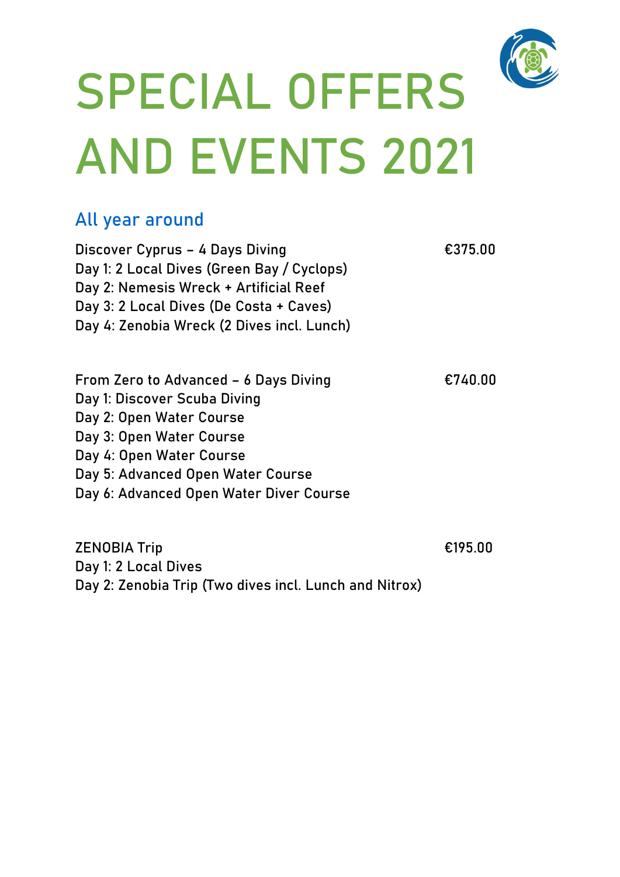# SPECIAL OFFERS AND EVENTS 2021

## All year around

Discover Cyprus – 4 Days Diving €375.00
Day 1: 2 Local Dives (Green Bay / Cyclops)
Day 2: Nemesis Wreck + Artificial Reef
Day 3: 2 Local Dives (De Costa + Caves)
Day 4: Zenobia Wreck (2 Dives incl. Lunch)

From Zero to Advanced – 6 Days Diving €740.00
Day 1: Discover Scuba Diving
Day 2: Open Water Course
Day 3: Open Water Course
Day 4: Open Water Course
Day 5: Advanced Open Water Course
Day 6: Advanced Open Water Diver Course

ZENOBIA Trip €195.00
Day 1: 2 Local Dives
Day 2: Zenobia Trip (Two dives incl. Lunch and Nitrox)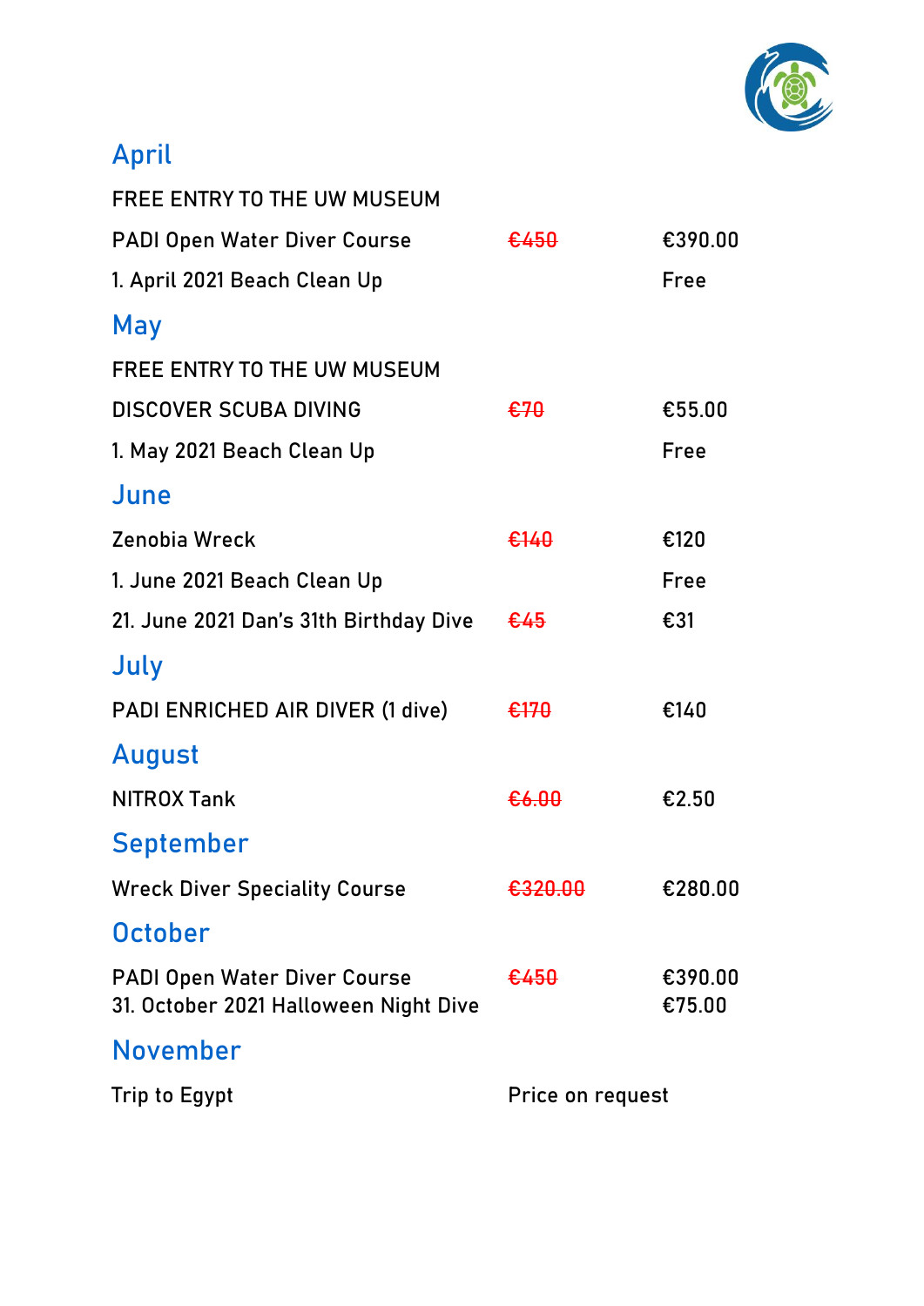## April

| | | |
|---|---|---|
| FREE ENTRY TO THE UW MUSEUM | | |
| PADI Open Water Diver Course | ~~€450~~ | €390.00 |
| 1. April 2021 Beach Clean Up | | Free |

## May

| | | |
|---|---|---|
| FREE ENTRY TO THE UW MUSEUM | | |
| DISCOVER SCUBA DIVING | ~~€70~~ | €55.00 |
| 1. May 2021 Beach Clean Up | | Free |

## June

| | | |
|---|---|---|
| Zenobia Wreck | ~~€140~~ | €120 |
| 1. June 2021 Beach Clean Up | | Free |
| 21. June 2021 Dan's 31th Birthday Dive | ~~€45~~ | €31 |

## July

| | | |
|---|---|---|
| PADI ENRICHED AIR DIVER (1 dive) | ~~€170~~ | €140 |

## August

| | | |
|---|---|---|
| NITROX Tank | ~~€6.00~~ | €2.50 |

## September

| | | |
|---|---|---|
| Wreck Diver Speciality Course | ~~€320.00~~ | €280.00 |

## October

| | | |
|---|---|---|
| PADI Open Water Diver Course | ~~€450~~ | €390.00 |
| 31. October 2021 Halloween Night Dive | | €75.00 |

## November

| | | |
|---|---|---|
| Trip to Egypt | Price on request | |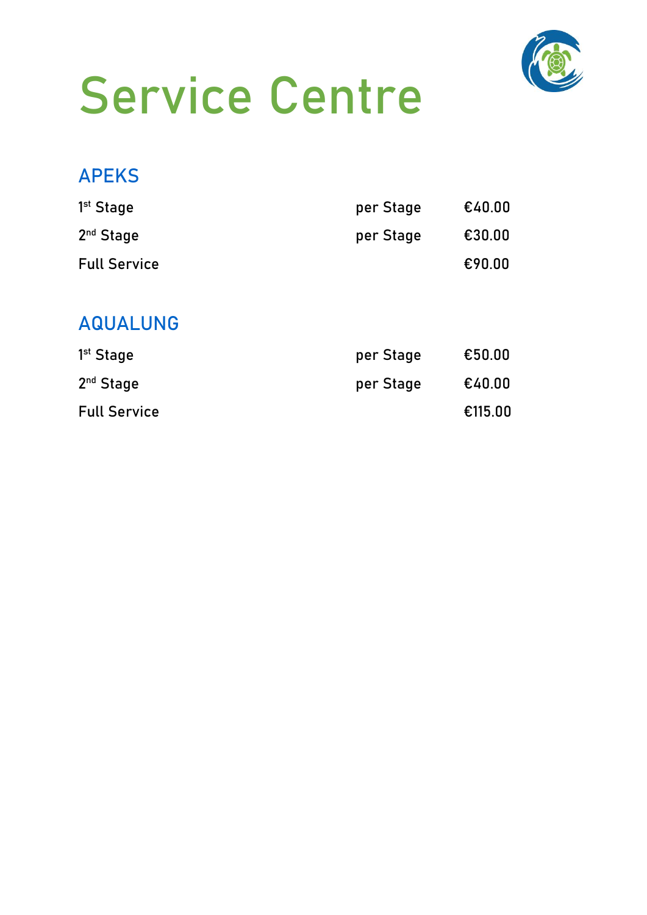# Service Centre

## APEKS

| | | |
|---|---|---|
| 1st Stage | per Stage | €40.00 |
| 2nd Stage | per Stage | €30.00 |
| Full Service | | €90.00 |

## AQUALUNG

| | | |
|---|---|---|
| 1st Stage | per Stage | €50.00 |
| 2nd Stage | per Stage | €40.00 |
| Full Service | | €115.00 |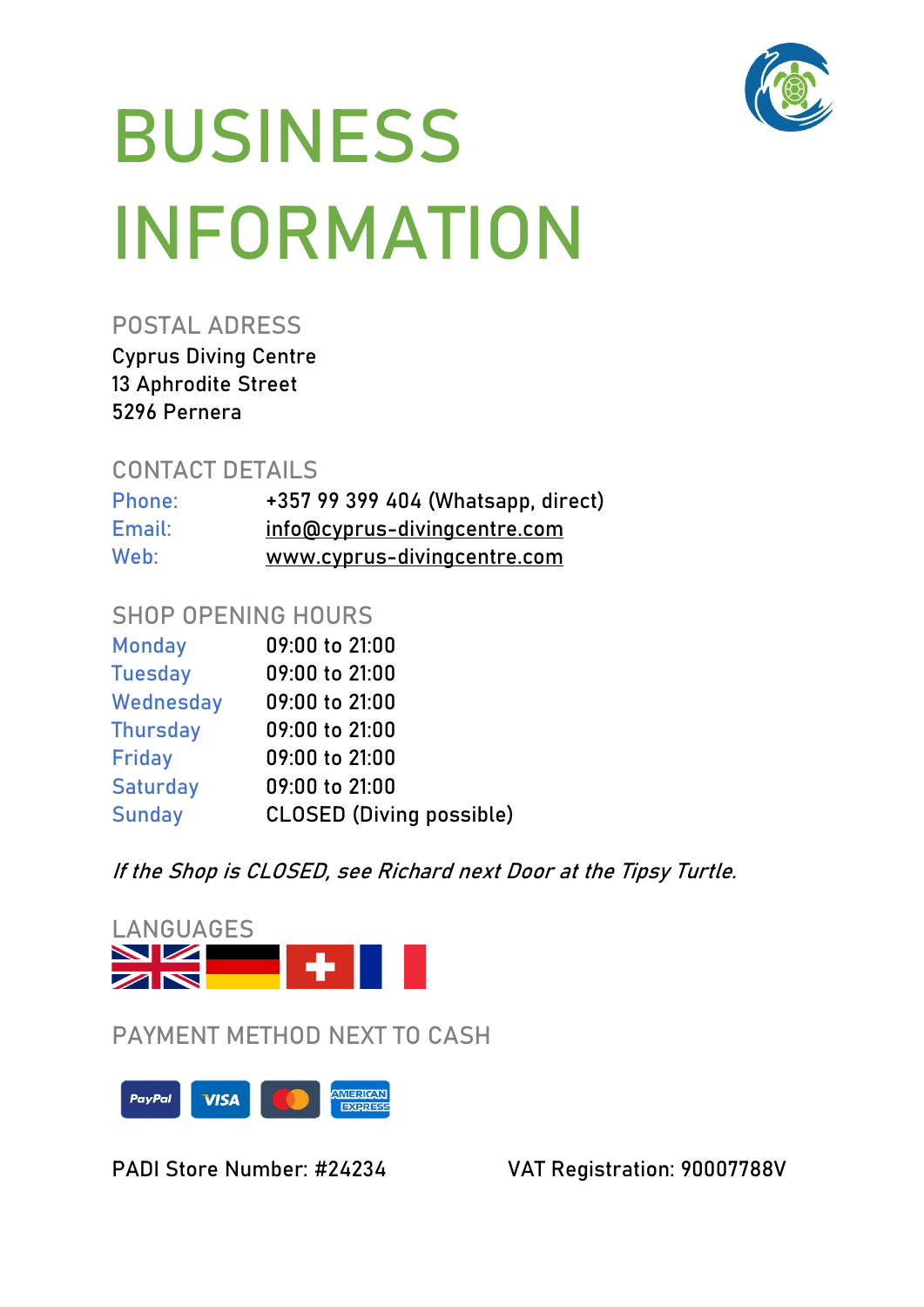# BUSINESS INFORMATION

## POSTAL ADRESS

Cyprus Diving Centre
13 Aphrodite Street
5296 Pernera

## CONTACT DETAILS

| | |
|---|---|
| Phone: | +357 99 399 404 (Whatsapp, direct) |
| Email: | info@cyprus-divingcentre.com |
| Web: | www.cyprus-divingcentre.com |

## SHOP OPENING HOURS

| | |
|---|---|
| Monday | 09:00 to 21:00 |
| Tuesday | 09:00 to 21:00 |
| Wednesday | 09:00 to 21:00 |
| Thursday | 09:00 to 21:00 |
| Friday | 09:00 to 21:00 |
| Saturday | 09:00 to 21:00 |
| Sunday | CLOSED (Diving possible) |

*If the Shop is CLOSED, see Richard next Door at the Tipsy Turtle.*

## LANGUAGES

## PAYMENT METHOD NEXT TO CASH

PayPal, VISA, Mastercard, American Express

PADI Store Number: #24234

VAT Registration: 90007788V